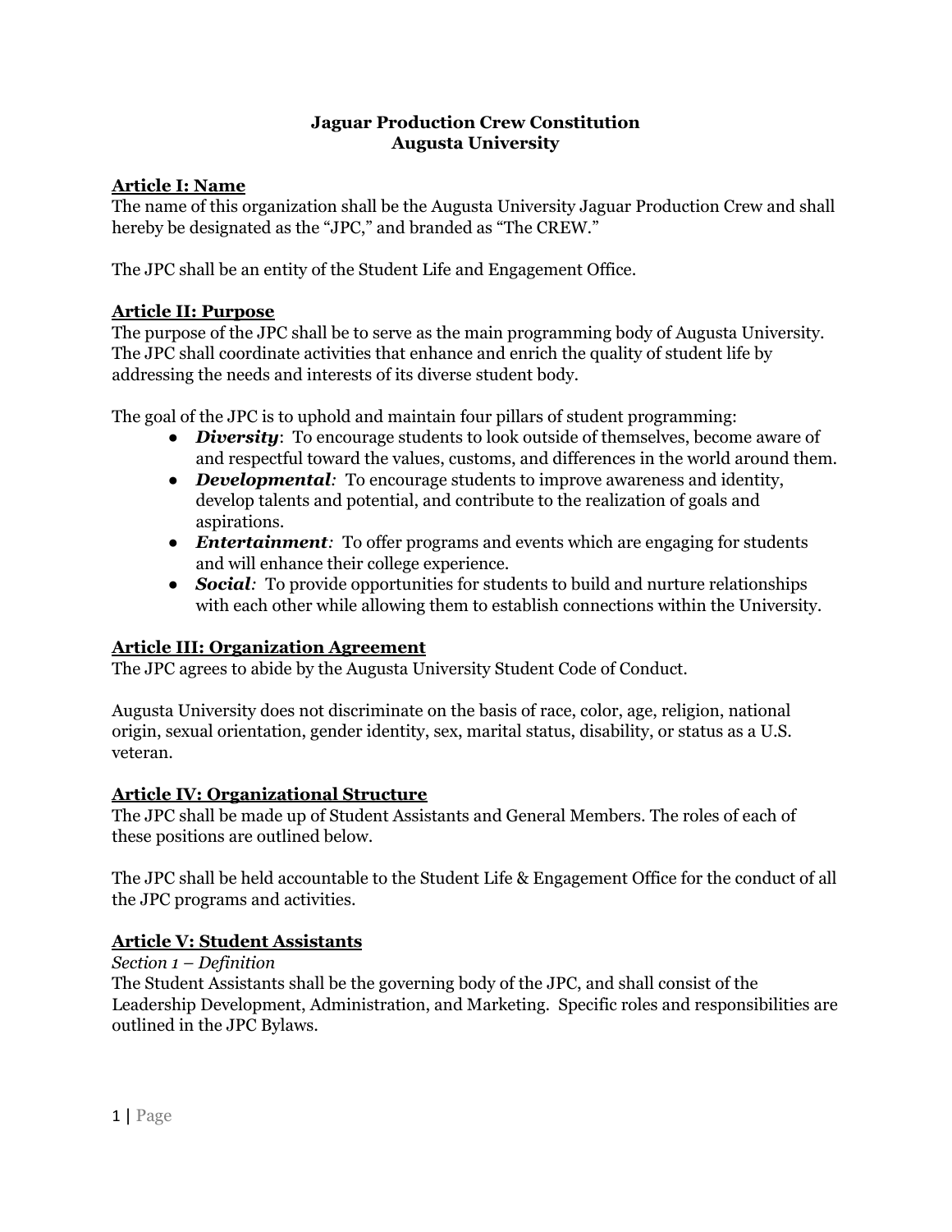# Jaguar Production Crew Constitution
# Augusta University

## Article I: Name

The name of this organization shall be the Augusta University Jaguar Production Crew and shall hereby be designated as the "JPC," and branded as "The CREW."

The JPC shall be an entity of the Student Life and Engagement Office.

## Article II: Purpose

The purpose of the JPC shall be to serve as the main programming body of Augusta University. The JPC shall coordinate activities that enhance and enrich the quality of student life by addressing the needs and interests of its diverse student body.

The goal of the JPC is to uphold and maintain four pillars of student programming:

- ***Diversity***: To encourage students to look outside of themselves, become aware of and respectful toward the values, customs, and differences in the world around them.
- ***Developmental***: To encourage students to improve awareness and identity, develop talents and potential, and contribute to the realization of goals and aspirations.
- ***Entertainment***: To offer programs and events which are engaging for students and will enhance their college experience.
- ***Social***: To provide opportunities for students to build and nurture relationships with each other while allowing them to establish connections within the University.

## Article III: Organization Agreement

The JPC agrees to abide by the Augusta University Student Code of Conduct.

Augusta University does not discriminate on the basis of race, color, age, religion, national origin, sexual orientation, gender identity, sex, marital status, disability, or status as a U.S. veteran.

## Article IV: Organizational Structure

The JPC shall be made up of Student Assistants and General Members. The roles of each of these positions are outlined below.

The JPC shall be held accountable to the Student Life & Engagement Office for the conduct of all the JPC programs and activities.

## Article V: Student Assistants

*Section 1 – Definition*

The Student Assistants shall be the governing body of the JPC, and shall consist of the Leadership Development, Administration, and Marketing. Specific roles and responsibilities are outlined in the JPC Bylaws.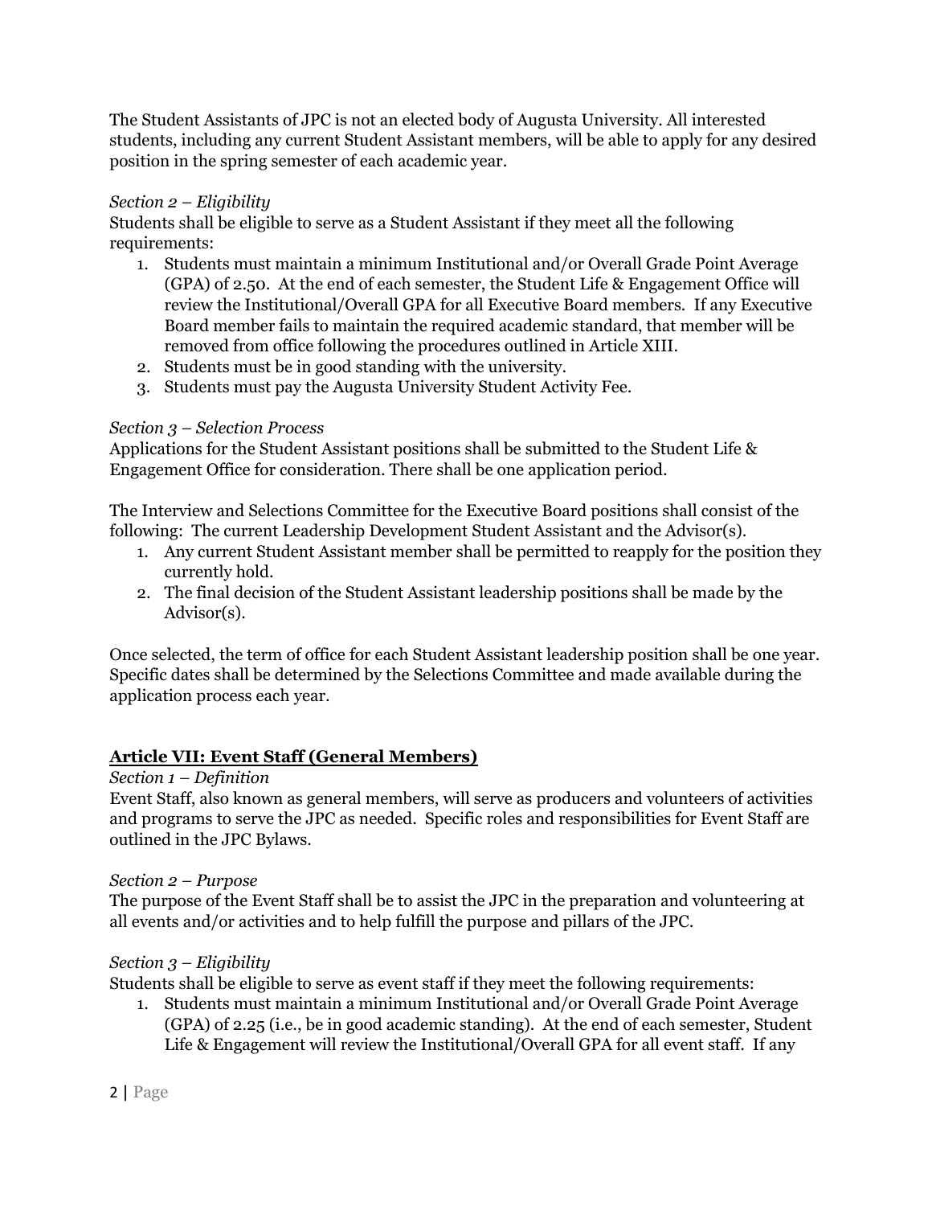The Student Assistants of JPC is not an elected body of Augusta University. All interested students, including any current Student Assistant members, will be able to apply for any desired position in the spring semester of each academic year.

*Section 2 – Eligibility*

Students shall be eligible to serve as a Student Assistant if they meet all the following requirements:

1. Students must maintain a minimum Institutional and/or Overall Grade Point Average (GPA) of 2.50. At the end of each semester, the Student Life & Engagement Office will review the Institutional/Overall GPA for all Executive Board members. If any Executive Board member fails to maintain the required academic standard, that member will be removed from office following the procedures outlined in Article XIII.
2. Students must be in good standing with the university.
3. Students must pay the Augusta University Student Activity Fee.

*Section 3 – Selection Process*

Applications for the Student Assistant positions shall be submitted to the Student Life & Engagement Office for consideration. There shall be one application period.

The Interview and Selections Committee for the Executive Board positions shall consist of the following: The current Leadership Development Student Assistant and the Advisor(s).

1. Any current Student Assistant member shall be permitted to reapply for the position they currently hold.
2. The final decision of the Student Assistant leadership positions shall be made by the Advisor(s).

Once selected, the term of office for each Student Assistant leadership position shall be one year. Specific dates shall be determined by the Selections Committee and made available during the application process each year.

## Article VII: Event Staff (General Members)

*Section 1 – Definition*

Event Staff, also known as general members, will serve as producers and volunteers of activities and programs to serve the JPC as needed. Specific roles and responsibilities for Event Staff are outlined in the JPC Bylaws.

*Section 2 – Purpose*

The purpose of the Event Staff shall be to assist the JPC in the preparation and volunteering at all events and/or activities and to help fulfill the purpose and pillars of the JPC.

*Section 3 – Eligibility*

Students shall be eligible to serve as event staff if they meet the following requirements:

1. Students must maintain a minimum Institutional and/or Overall Grade Point Average (GPA) of 2.25 (i.e., be in good academic standing). At the end of each semester, Student Life & Engagement will review the Institutional/Overall GPA for all event staff. If any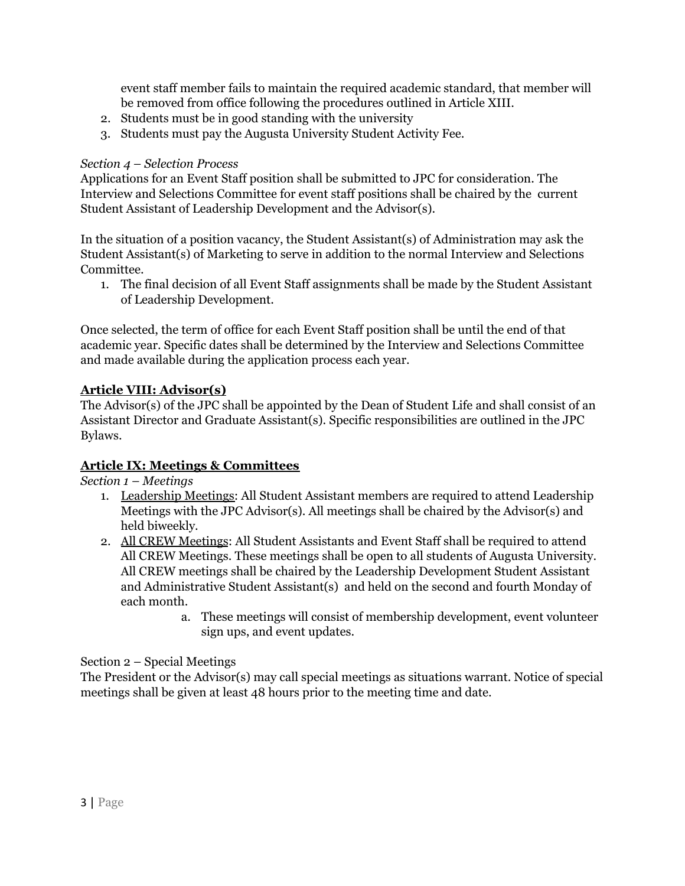event staff member fails to maintain the required academic standard, that member will be removed from office following the procedures outlined in Article XIII.

2. Students must be in good standing with the university
3. Students must pay the Augusta University Student Activity Fee.

*Section 4 – Selection Process*

Applications for an Event Staff position shall be submitted to JPC for consideration. The Interview and Selections Committee for event staff positions shall be chaired by the current Student Assistant of Leadership Development and the Advisor(s).

In the situation of a position vacancy, the Student Assistant(s) of Administration may ask the Student Assistant(s) of Marketing to serve in addition to the normal Interview and Selections Committee.

1. The final decision of all Event Staff assignments shall be made by the Student Assistant of Leadership Development.

Once selected, the term of office for each Event Staff position shall be until the end of that academic year. Specific dates shall be determined by the Interview and Selections Committee and made available during the application process each year.

## Article VIII: Advisor(s)

The Advisor(s) of the JPC shall be appointed by the Dean of Student Life and shall consist of an Assistant Director and Graduate Assistant(s). Specific responsibilities are outlined in the JPC Bylaws.

## Article IX: Meetings & Committees

*Section 1 – Meetings*

1. Leadership Meetings: All Student Assistant members are required to attend Leadership Meetings with the JPC Advisor(s). All meetings shall be chaired by the Advisor(s) and held biweekly.
2. All CREW Meetings: All Student Assistants and Event Staff shall be required to attend All CREW Meetings. These meetings shall be open to all students of Augusta University. All CREW meetings shall be chaired by the Leadership Development Student Assistant and Administrative Student Assistant(s) and held on the second and fourth Monday of each month.
   a. These meetings will consist of membership development, event volunteer sign ups, and event updates.

Section 2 – Special Meetings

The President or the Advisor(s) may call special meetings as situations warrant. Notice of special meetings shall be given at least 48 hours prior to the meeting time and date.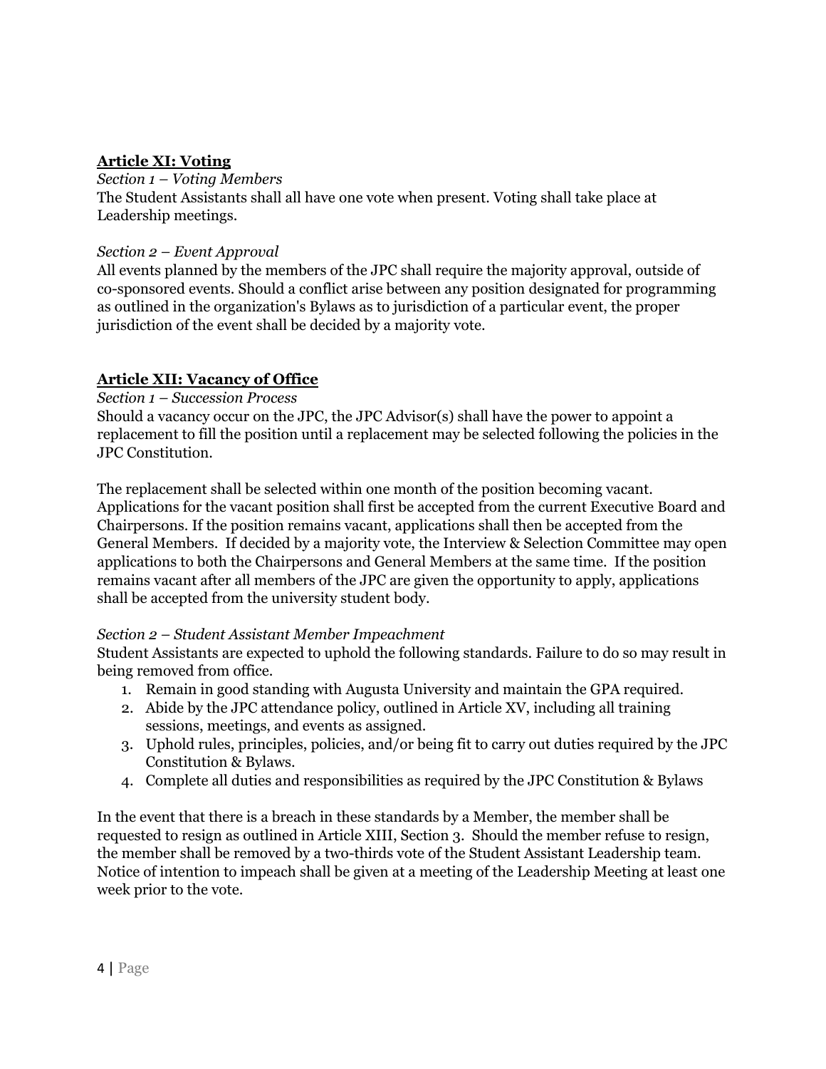## Article XI: Voting

*Section 1 – Voting Members*

The Student Assistants shall all have one vote when present. Voting shall take place at Leadership meetings.

*Section 2 – Event Approval*

All events planned by the members of the JPC shall require the majority approval, outside of co-sponsored events. Should a conflict arise between any position designated for programming as outlined in the organization's Bylaws as to jurisdiction of a particular event, the proper jurisdiction of the event shall be decided by a majority vote.

## Article XII: Vacancy of Office

*Section 1 – Succession Process*

Should a vacancy occur on the JPC, the JPC Advisor(s) shall have the power to appoint a replacement to fill the position until a replacement may be selected following the policies in the JPC Constitution.

The replacement shall be selected within one month of the position becoming vacant. Applications for the vacant position shall first be accepted from the current Executive Board and Chairpersons. If the position remains vacant, applications shall then be accepted from the General Members. If decided by a majority vote, the Interview & Selection Committee may open applications to both the Chairpersons and General Members at the same time. If the position remains vacant after all members of the JPC are given the opportunity to apply, applications shall be accepted from the university student body.

*Section 2 – Student Assistant Member Impeachment*

Student Assistants are expected to uphold the following standards. Failure to do so may result in being removed from office.

1. Remain in good standing with Augusta University and maintain the GPA required.
2. Abide by the JPC attendance policy, outlined in Article XV, including all training sessions, meetings, and events as assigned.
3. Uphold rules, principles, policies, and/or being fit to carry out duties required by the JPC Constitution & Bylaws.
4. Complete all duties and responsibilities as required by the JPC Constitution & Bylaws

In the event that there is a breach in these standards by a Member, the member shall be requested to resign as outlined in Article XIII, Section 3. Should the member refuse to resign, the member shall be removed by a two-thirds vote of the Student Assistant Leadership team. Notice of intention to impeach shall be given at a meeting of the Leadership Meeting at least one week prior to the vote.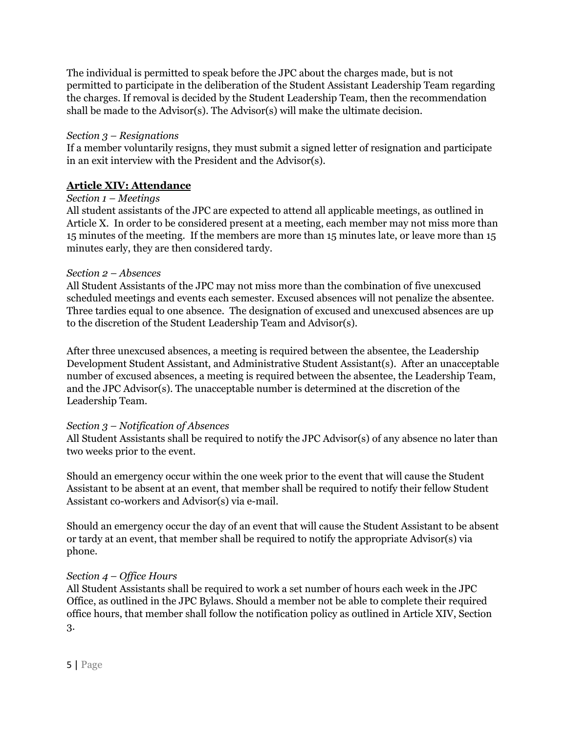The individual is permitted to speak before the JPC about the charges made, but is not permitted to participate in the deliberation of the Student Assistant Leadership Team regarding the charges. If removal is decided by the Student Leadership Team, then the recommendation shall be made to the Advisor(s). The Advisor(s) will make the ultimate decision.

*Section 3 – Resignations*
If a member voluntarily resigns, they must submit a signed letter of resignation and participate in an exit interview with the President and the Advisor(s).

## **Article XIV: Attendance**

*Section 1 – Meetings*
All student assistants of the JPC are expected to attend all applicable meetings, as outlined in Article X. In order to be considered present at a meeting, each member may not miss more than 15 minutes of the meeting. If the members are more than 15 minutes late, or leave more than 15 minutes early, they are then considered tardy.

*Section 2 – Absences*
All Student Assistants of the JPC may not miss more than the combination of five unexcused scheduled meetings and events each semester. Excused absences will not penalize the absentee. Three tardies equal to one absence. The designation of excused and unexcused absences are up to the discretion of the Student Leadership Team and Advisor(s).

After three unexcused absences, a meeting is required between the absentee, the Leadership Development Student Assistant, and Administrative Student Assistant(s). After an unacceptable number of excused absences, a meeting is required between the absentee, the Leadership Team, and the JPC Advisor(s). The unacceptable number is determined at the discretion of the Leadership Team.

*Section 3 – Notification of Absences*
All Student Assistants shall be required to notify the JPC Advisor(s) of any absence no later than two weeks prior to the event.

Should an emergency occur within the one week prior to the event that will cause the Student Assistant to be absent at an event, that member shall be required to notify their fellow Student Assistant co-workers and Advisor(s) via e-mail.

Should an emergency occur the day of an event that will cause the Student Assistant to be absent or tardy at an event, that member shall be required to notify the appropriate Advisor(s) via phone.

*Section 4 – Office Hours*
All Student Assistants shall be required to work a set number of hours each week in the JPC Office, as outlined in the JPC Bylaws. Should a member not be able to complete their required office hours, that member shall follow the notification policy as outlined in Article XIV, Section 3.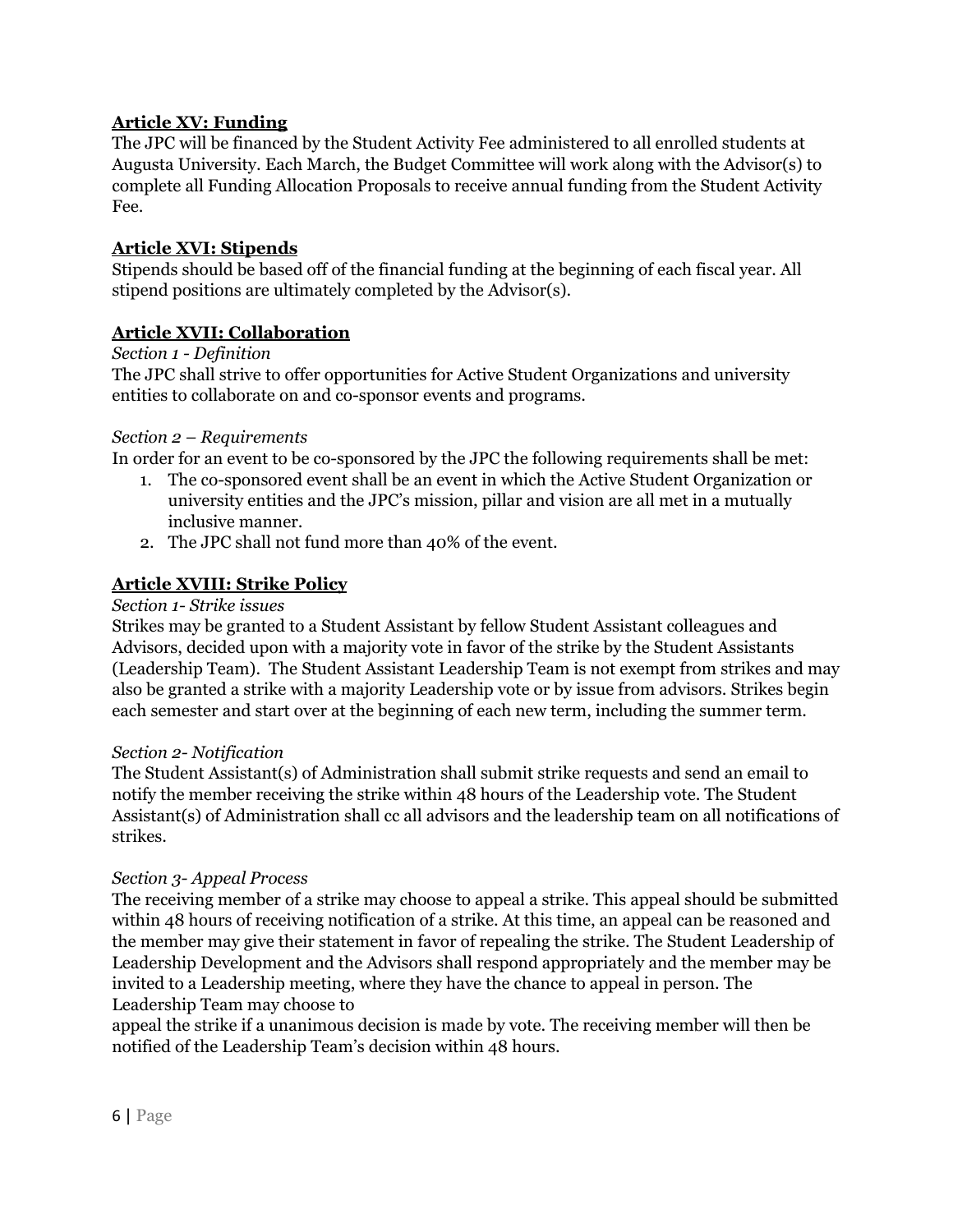## **Article XV: Funding**

The JPC will be financed by the Student Activity Fee administered to all enrolled students at Augusta University. Each March, the Budget Committee will work along with the Advisor(s) to complete all Funding Allocation Proposals to receive annual funding from the Student Activity Fee.

## **Article XVI: Stipends**

Stipends should be based off of the financial funding at the beginning of each fiscal year. All stipend positions are ultimately completed by the Advisor(s).

## **Article XVII: Collaboration**

*Section 1 - Definition*

The JPC shall strive to offer opportunities for Active Student Organizations and university entities to collaborate on and co-sponsor events and programs.

*Section 2 – Requirements*

In order for an event to be co-sponsored by the JPC the following requirements shall be met:

1. The co-sponsored event shall be an event in which the Active Student Organization or university entities and the JPC's mission, pillar and vision are all met in a mutually inclusive manner.
2. The JPC shall not fund more than 40% of the event.

## **Article XVIII: Strike Policy**

*Section 1- Strike issues*

Strikes may be granted to a Student Assistant by fellow Student Assistant colleagues and Advisors, decided upon with a majority vote in favor of the strike by the Student Assistants (Leadership Team). The Student Assistant Leadership Team is not exempt from strikes and may also be granted a strike with a majority Leadership vote or by issue from advisors. Strikes begin each semester and start over at the beginning of each new term, including the summer term.

*Section 2- Notification*

The Student Assistant(s) of Administration shall submit strike requests and send an email to notify the member receiving the strike within 48 hours of the Leadership vote. The Student Assistant(s) of Administration shall cc all advisors and the leadership team on all notifications of strikes.

*Section 3- Appeal Process*

The receiving member of a strike may choose to appeal a strike. This appeal should be submitted within 48 hours of receiving notification of a strike. At this time, an appeal can be reasoned and the member may give their statement in favor of repealing the strike. The Student Leadership of Leadership Development and the Advisors shall respond appropriately and the member may be invited to a Leadership meeting, where they have the chance to appeal in person. The Leadership Team may choose to appeal the strike if a unanimous decision is made by vote. The receiving member will then be notified of the Leadership Team's decision within 48 hours.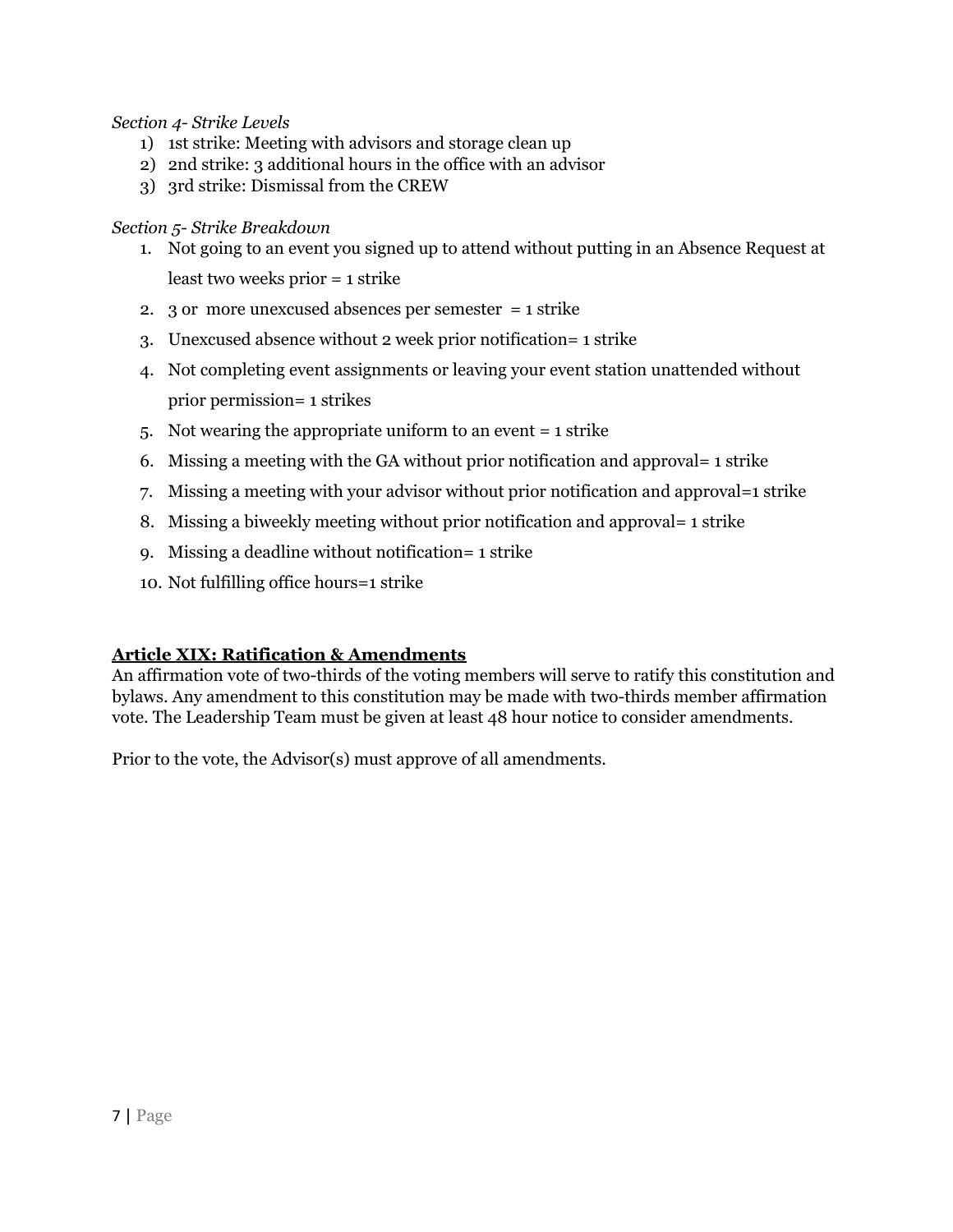*Section 4- Strike Levels*

1) 1st strike: Meeting with advisors and storage clean up
2) 2nd strike: 3 additional hours in the office with an advisor
3) 3rd strike: Dismissal from the CREW

*Section 5- Strike Breakdown*

1. Not going to an event you signed up to attend without putting in an Absence Request at least two weeks prior = 1 strike
2. 3 or more unexcused absences per semester = 1 strike
3. Unexcused absence without 2 week prior notification= 1 strike
4. Not completing event assignments or leaving your event station unattended without prior permission= 1 strikes
5. Not wearing the appropriate uniform to an event = 1 strike
6. Missing a meeting with the GA without prior notification and approval= 1 strike
7. Missing a meeting with your advisor without prior notification and approval=1 strike
8. Missing a biweekly meeting without prior notification and approval= 1 strike
9. Missing a deadline without notification= 1 strike
10. Not fulfilling office hours=1 strike

## **Article XIX: Ratification & Amendments**

An affirmation vote of two-thirds of the voting members will serve to ratify this constitution and bylaws. Any amendment to this constitution may be made with two-thirds member affirmation vote. The Leadership Team must be given at least 48 hour notice to consider amendments.

Prior to the vote, the Advisor(s) must approve of all amendments.